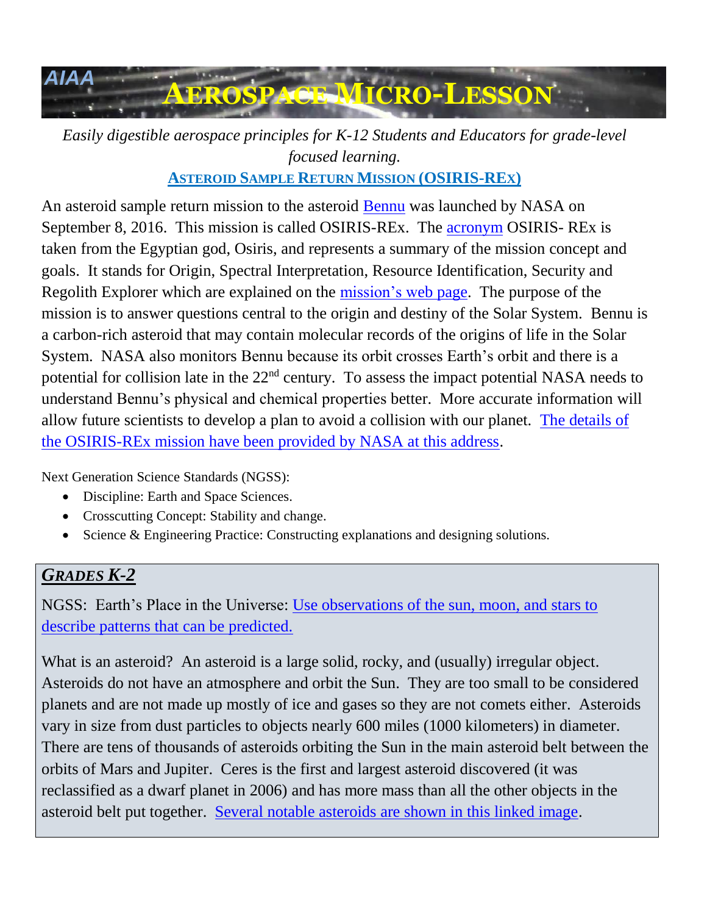# AIAA AEROSPACE MICRO-LESSON

*Easily digestible aerospace principles for K-12 Students and Educators for grade-level focused learning.*

## ASTEROID SAMPLE RETURN MISSION (OSIRIS-REX)

An asteroid sample return mission to the asteroid Bennu was launched by NASA on September 8, 2016. This mission is called OSIRIS-REx. The acronym OSIRIS- REx is taken from the Egyptian god, Osiris, and represents a summary of the mission concept and goals. It stands for Origin, Spectral Interpretation, Resource Identification, Security and Regolith Explorer which are explained on the mission's web page. The purpose of the mission is to answer questions central to the origin and destiny of the Solar System. Bennu is a carbon-rich asteroid that may contain molecular records of the origins of life in the Solar System. NASA also monitors Bennu because its orbit crosses Earth's orbit and there is a potential for collision late in the 22nd century. To assess the impact potential NASA needs to understand Bennu's physical and chemical properties better. More accurate information will allow future scientists to develop a plan to avoid a collision with our planet. The details of the OSIRIS-REx mission have been provided by NASA at this address.

Next Generation Science Standards (NGSS):

- Discipline: Earth and Space Sciences.
- Crosscutting Concept: Stability and change.
- Science & Engineering Practice: Constructing explanations and designing solutions.

## *GRADES K-2*

NGSS: Earth's Place in the Universe: Use observations of the sun, moon, and stars to describe patterns that can be predicted.

What is an asteroid? An asteroid is a large solid, rocky, and (usually) irregular object. Asteroids do not have an atmosphere and orbit the Sun. They are too small to be considered planets and are not made up mostly of ice and gases so they are not comets either. Asteroids vary in size from dust particles to objects nearly 600 miles (1000 kilometers) in diameter. There are tens of thousands of asteroids orbiting the Sun in the main asteroid belt between the orbits of Mars and Jupiter. Ceres is the first and largest asteroid discovered (it was reclassified as a dwarf planet in 2006) and has more mass than all the other objects in the asteroid belt put together. Several notable asteroids are shown in this linked image.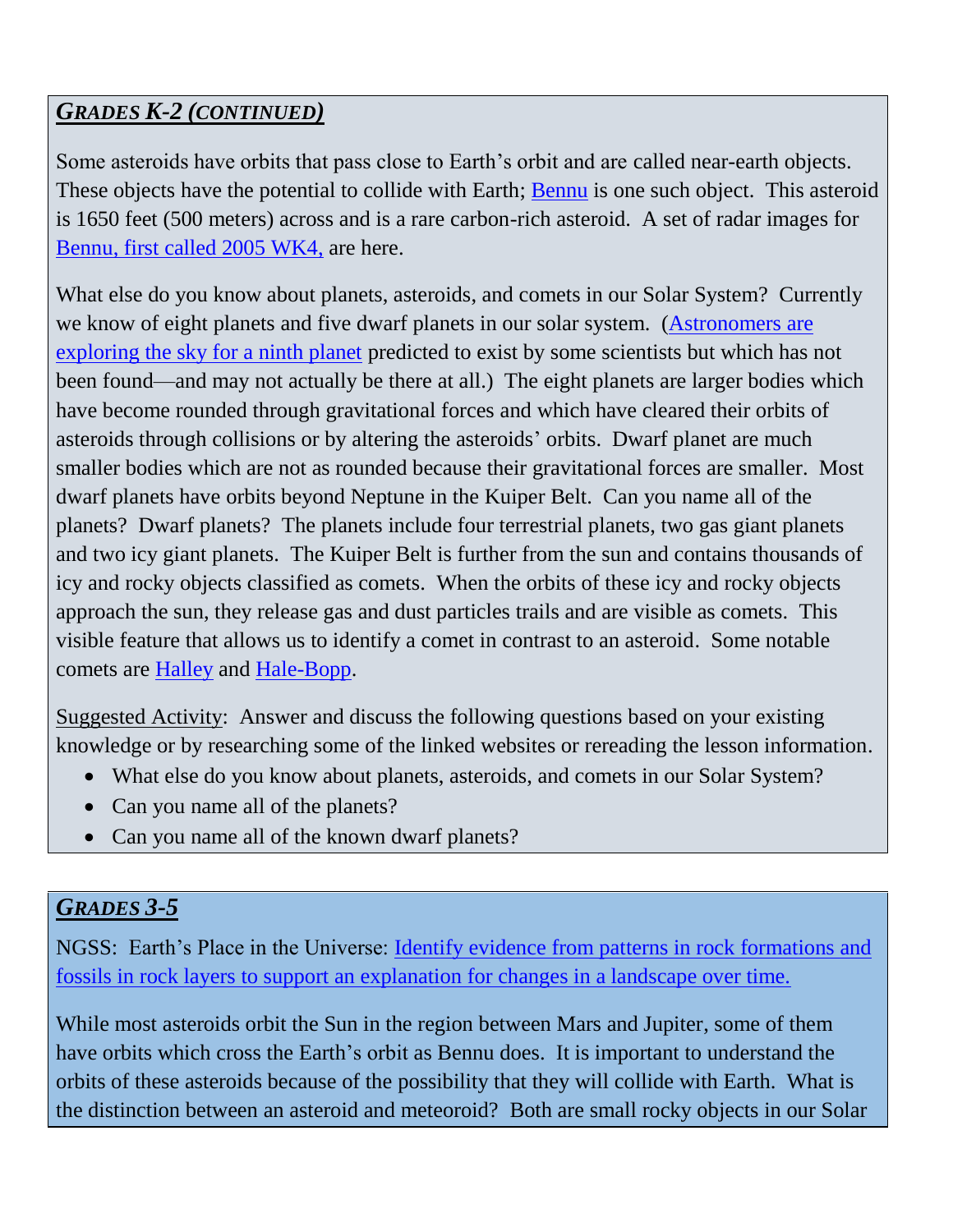## ***GRADES K-2 (CONTINUED)***

Some asteroids have orbits that pass close to Earth's orbit and are called near-earth objects. These objects have the potential to collide with Earth; Bennu is one such object. This asteroid is 1650 feet (500 meters) across and is a rare carbon-rich asteroid. A set of radar images for Bennu, first called 2005 WK4, are here.

What else do you know about planets, asteroids, and comets in our Solar System? Currently we know of eight planets and five dwarf planets in our solar system. (Astronomers are exploring the sky for a ninth planet predicted to exist by some scientists but which has not been found—and may not actually be there at all.) The eight planets are larger bodies which have become rounded through gravitational forces and which have cleared their orbits of asteroids through collisions or by altering the asteroids' orbits. Dwarf planet are much smaller bodies which are not as rounded because their gravitational forces are smaller. Most dwarf planets have orbits beyond Neptune in the Kuiper Belt. Can you name all of the planets? Dwarf planets? The planets include four terrestrial planets, two gas giant planets and two icy giant planets. The Kuiper Belt is further from the sun and contains thousands of icy and rocky objects classified as comets. When the orbits of these icy and rocky objects approach the sun, they release gas and dust particles trails and are visible as comets. This visible feature that allows us to identify a comet in contrast to an asteroid. Some notable comets are Halley and Hale-Bopp.

Suggested Activity: Answer and discuss the following questions based on your existing knowledge or by researching some of the linked websites or rereading the lesson information.

- What else do you know about planets, asteroids, and comets in our Solar System?
- Can you name all of the planets?
- Can you name all of the known dwarf planets?

## ***GRADES 3-5***

NGSS: Earth's Place in the Universe: Identify evidence from patterns in rock formations and fossils in rock layers to support an explanation for changes in a landscape over time.

While most asteroids orbit the Sun in the region between Mars and Jupiter, some of them have orbits which cross the Earth's orbit as Bennu does. It is important to understand the orbits of these asteroids because of the possibility that they will collide with Earth. What is the distinction between an asteroid and meteoroid? Both are small rocky objects in our Solar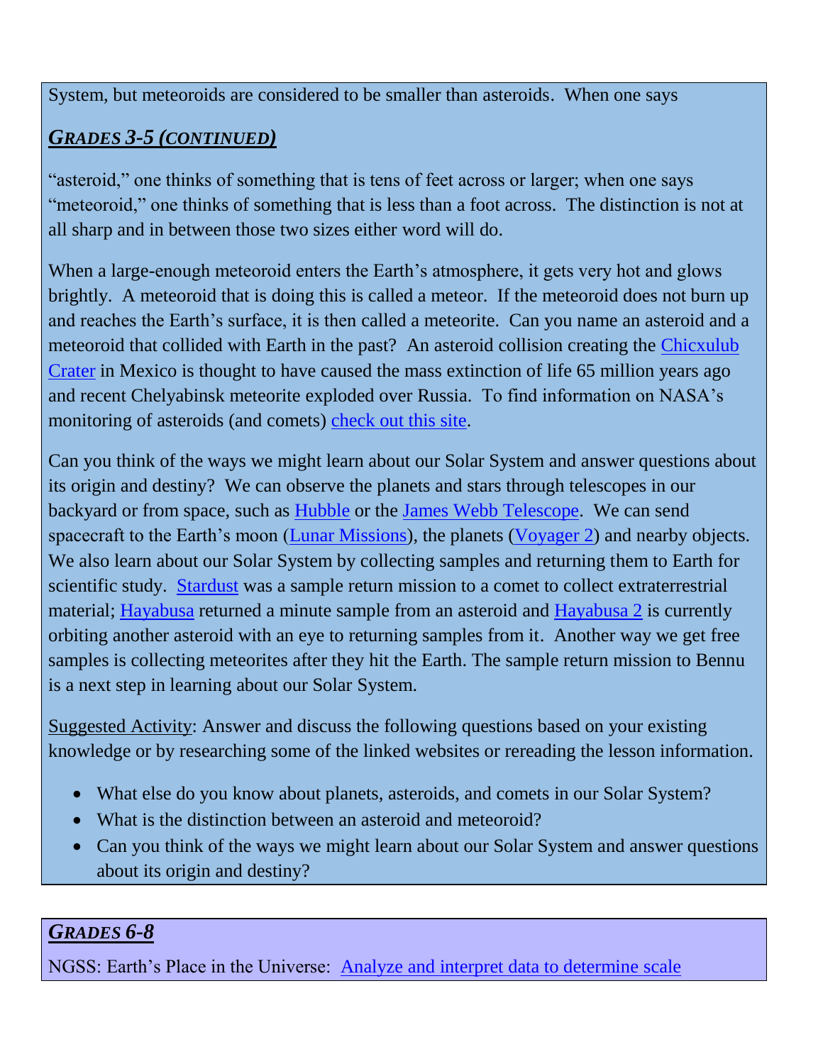System, but meteoroids are considered to be smaller than asteroids. When one says

## *GRADES 3-5 (CONTINUED)*

"asteroid," one thinks of something that is tens of feet across or larger; when one says "meteoroid," one thinks of something that is less than a foot across. The distinction is not at all sharp and in between those two sizes either word will do.

When a large-enough meteoroid enters the Earth's atmosphere, it gets very hot and glows brightly. A meteoroid that is doing this is called a meteor. If the meteoroid does not burn up and reaches the Earth's surface, it is then called a meteorite. Can you name an asteroid and a meteoroid that collided with Earth in the past? An asteroid collision creating the Chicxulub Crater in Mexico is thought to have caused the mass extinction of life 65 million years ago and recent Chelyabinsk meteorite exploded over Russia. To find information on NASA's monitoring of asteroids (and comets) check out this site.

Can you think of the ways we might learn about our Solar System and answer questions about its origin and destiny? We can observe the planets and stars through telescopes in our backyard or from space, such as Hubble or the James Webb Telescope. We can send spacecraft to the Earth's moon (Lunar Missions), the planets (Voyager 2) and nearby objects. We also learn about our Solar System by collecting samples and returning them to Earth for scientific study. Stardust was a sample return mission to a comet to collect extraterrestrial material; Hayabusa returned a minute sample from an asteroid and Hayabusa 2 is currently orbiting another asteroid with an eye to returning samples from it. Another way we get free samples is collecting meteorites after they hit the Earth. The sample return mission to Bennu is a next step in learning about our Solar System.

Suggested Activity: Answer and discuss the following questions based on your existing knowledge or by researching some of the linked websites or rereading the lesson information.

- What else do you know about planets, asteroids, and comets in our Solar System?
- What is the distinction between an asteroid and meteoroid?
- Can you think of the ways we might learn about our Solar System and answer questions about its origin and destiny?

## *GRADES 6-8*

NGSS: Earth's Place in the Universe: Analyze and interpret data to determine scale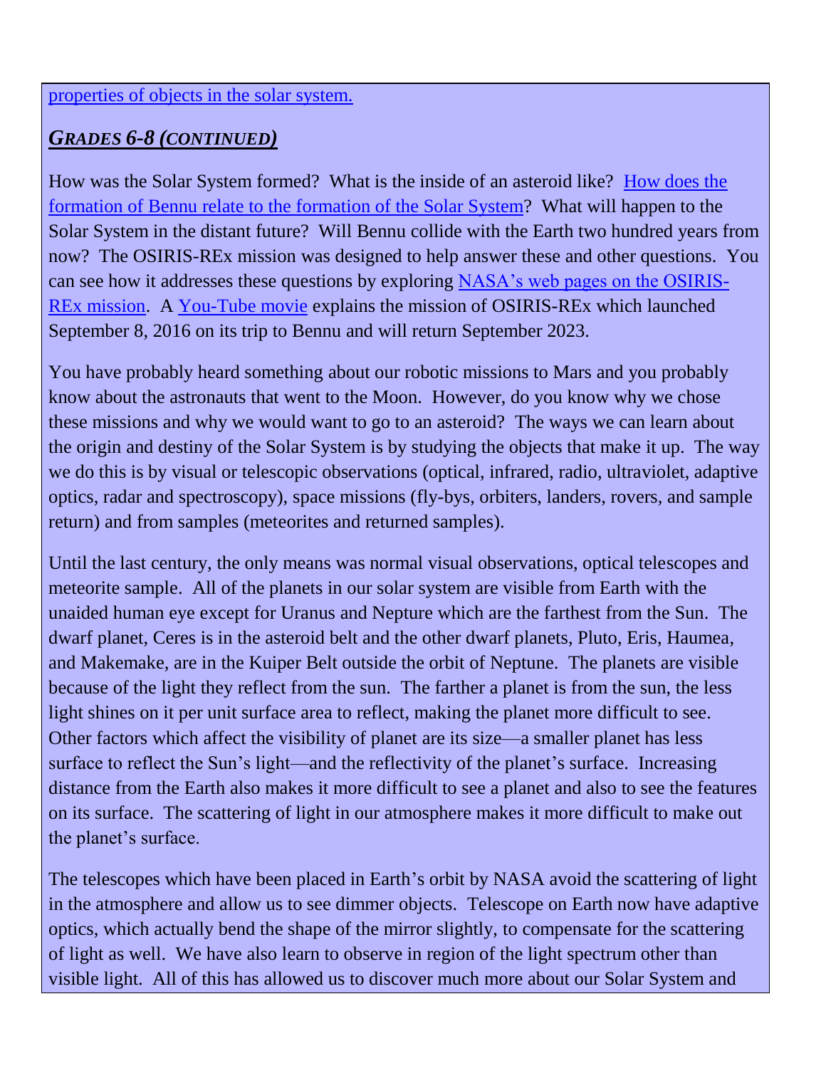properties of objects in the solar system.

## *GRADES 6-8 (CONTINUED)*

How was the Solar System formed? What is the inside of an asteroid like? How does the formation of Bennu relate to the formation of the Solar System? What will happen to the Solar System in the distant future? Will Bennu collide with the Earth two hundred years from now? The OSIRIS-REx mission was designed to help answer these and other questions. You can see how it addresses these questions by exploring NASA's web pages on the OSIRIS-REx mission. A You-Tube movie explains the mission of OSIRIS-REx which launched September 8, 2016 on its trip to Bennu and will return September 2023.

You have probably heard something about our robotic missions to Mars and you probably know about the astronauts that went to the Moon. However, do you know why we chose these missions and why we would want to go to an asteroid? The ways we can learn about the origin and destiny of the Solar System is by studying the objects that make it up. The way we do this is by visual or telescopic observations (optical, infrared, radio, ultraviolet, adaptive optics, radar and spectroscopy), space missions (fly-bys, orbiters, landers, rovers, and sample return) and from samples (meteorites and returned samples).

Until the last century, the only means was normal visual observations, optical telescopes and meteorite sample. All of the planets in our solar system are visible from Earth with the unaided human eye except for Uranus and Nepture which are the farthest from the Sun. The dwarf planet, Ceres is in the asteroid belt and the other dwarf planets, Pluto, Eris, Haumea, and Makemake, are in the Kuiper Belt outside the orbit of Neptune. The planets are visible because of the light they reflect from the sun. The farther a planet is from the sun, the less light shines on it per unit surface area to reflect, making the planet more difficult to see. Other factors which affect the visibility of planet are its size—a smaller planet has less surface to reflect the Sun's light—and the reflectivity of the planet's surface. Increasing distance from the Earth also makes it more difficult to see a planet and also to see the features on its surface. The scattering of light in our atmosphere makes it more difficult to make out the planet's surface.

The telescopes which have been placed in Earth's orbit by NASA avoid the scattering of light in the atmosphere and allow us to see dimmer objects. Telescope on Earth now have adaptive optics, which actually bend the shape of the mirror slightly, to compensate for the scattering of light as well. We have also learn to observe in region of the light spectrum other than visible light. All of this has allowed us to discover much more about our Solar System and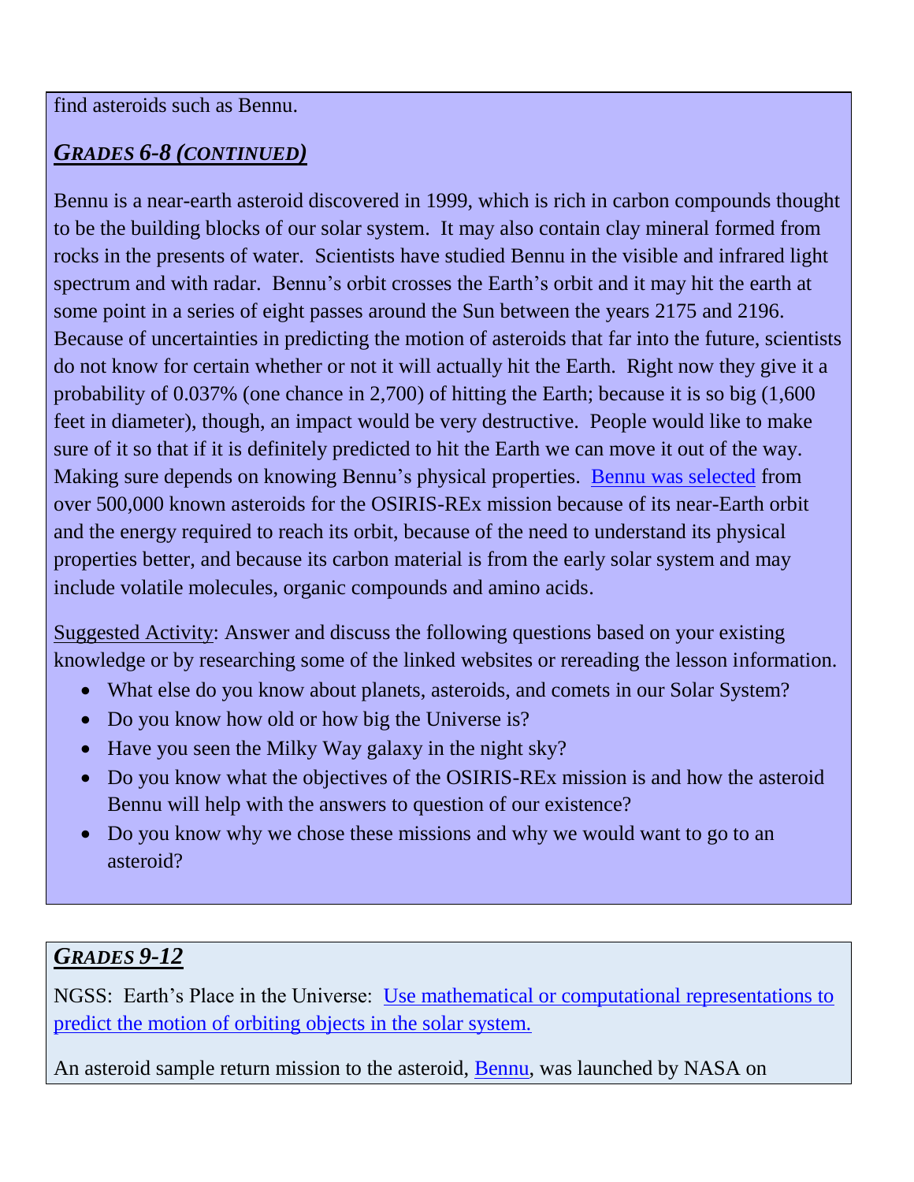find asteroids such as Bennu.

## *GRADES 6-8 (CONTINUED)*

Bennu is a near-earth asteroid discovered in 1999, which is rich in carbon compounds thought to be the building blocks of our solar system. It may also contain clay mineral formed from rocks in the presents of water. Scientists have studied Bennu in the visible and infrared light spectrum and with radar. Bennu's orbit crosses the Earth's orbit and it may hit the earth at some point in a series of eight passes around the Sun between the years 2175 and 2196. Because of uncertainties in predicting the motion of asteroids that far into the future, scientists do not know for certain whether or not it will actually hit the Earth. Right now they give it a probability of 0.037% (one chance in 2,700) of hitting the Earth; because it is so big (1,600 feet in diameter), though, an impact would be very destructive. People would like to make sure of it so that if it is definitely predicted to hit the Earth we can move it out of the way. Making sure depends on knowing Bennu's physical properties. Bennu was selected from over 500,000 known asteroids for the OSIRIS-REx mission because of its near-Earth orbit and the energy required to reach its orbit, because of the need to understand its physical properties better, and because its carbon material is from the early solar system and may include volatile molecules, organic compounds and amino acids.

Suggested Activity: Answer and discuss the following questions based on your existing knowledge or by researching some of the linked websites or rereading the lesson information.

- What else do you know about planets, asteroids, and comets in our Solar System?
- Do you know how old or how big the Universe is?
- Have you seen the Milky Way galaxy in the night sky?
- Do you know what the objectives of the OSIRIS-REx mission is and how the asteroid Bennu will help with the answers to question of our existence?
- Do you know why we chose these missions and why we would want to go to an asteroid?

## *GRADES 9-12*

NGSS: Earth's Place in the Universe: Use mathematical or computational representations to predict the motion of orbiting objects in the solar system.

An asteroid sample return mission to the asteroid, Bennu, was launched by NASA on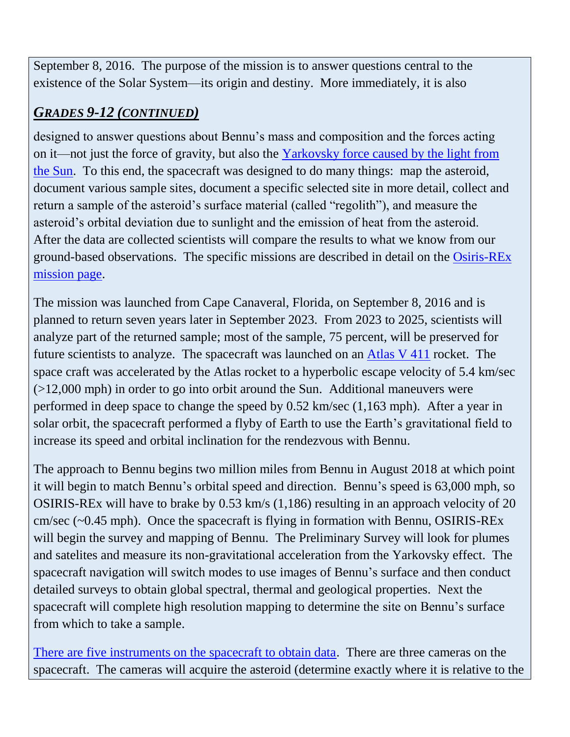September 8, 2016. The purpose of the mission is to answer questions central to the existence of the Solar System—its origin and destiny. More immediately, it is also

## *GRADES 9-12 (CONTINUED)*

designed to answer questions about Bennu's mass and composition and the forces acting on it—not just the force of gravity, but also the Yarkovsky force caused by the light from the Sun. To this end, the spacecraft was designed to do many things: map the asteroid, document various sample sites, document a specific selected site in more detail, collect and return a sample of the asteroid's surface material (called "regolith"), and measure the asteroid's orbital deviation due to sunlight and the emission of heat from the asteroid. After the data are collected scientists will compare the results to what we know from our ground-based observations. The specific missions are described in detail on the Osiris-REx mission page.

The mission was launched from Cape Canaveral, Florida, on September 8, 2016 and is planned to return seven years later in September 2023. From 2023 to 2025, scientists will analyze part of the returned sample; most of the sample, 75 percent, will be preserved for future scientists to analyze. The spacecraft was launched on an Atlas V 411 rocket. The space craft was accelerated by the Atlas rocket to a hyperbolic escape velocity of 5.4 km/sec (>12,000 mph) in order to go into orbit around the Sun. Additional maneuvers were performed in deep space to change the speed by 0.52 km/sec (1,163 mph). After a year in solar orbit, the spacecraft performed a flyby of Earth to use the Earth's gravitational field to increase its speed and orbital inclination for the rendezvous with Bennu.

The approach to Bennu begins two million miles from Bennu in August 2018 at which point it will begin to match Bennu's orbital speed and direction. Bennu's speed is 63,000 mph, so OSIRIS-REx will have to brake by 0.53 km/s (1,186) resulting in an approach velocity of 20 cm/sec (~0.45 mph). Once the spacecraft is flying in formation with Bennu, OSIRIS-REx will begin the survey and mapping of Bennu. The Preliminary Survey will look for plumes and satelites and measure its non-gravitational acceleration from the Yarkovsky effect. The spacecraft navigation will switch modes to use images of Bennu's surface and then conduct detailed surveys to obtain global spectral, thermal and geological properties. Next the spacecraft will complete high resolution mapping to determine the site on Bennu's surface from which to take a sample.

There are five instruments on the spacecraft to obtain data. There are three cameras on the spacecraft. The cameras will acquire the asteroid (determine exactly where it is relative to the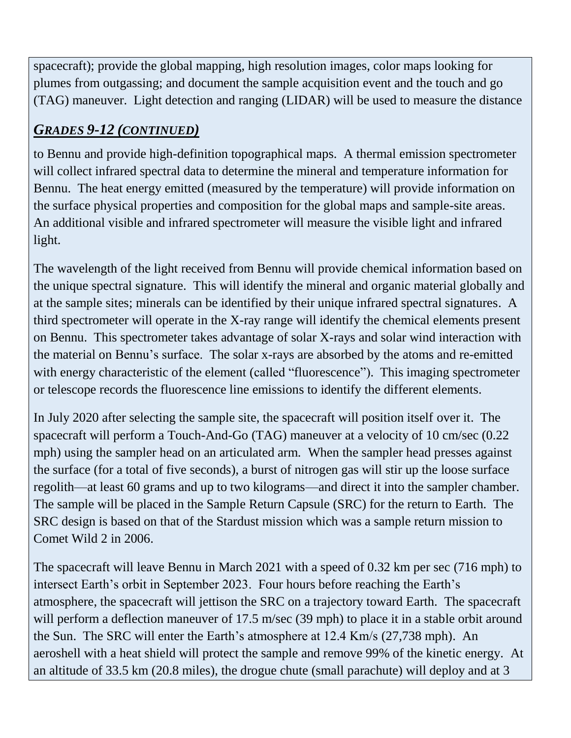spacecraft); provide the global mapping, high resolution images, color maps looking for plumes from outgassing; and document the sample acquisition event and the touch and go (TAG) maneuver. Light detection and ranging (LIDAR) will be used to measure the distance

## *GRADES 9-12 (CONTINUED)*

to Bennu and provide high-definition topographical maps. A thermal emission spectrometer will collect infrared spectral data to determine the mineral and temperature information for Bennu. The heat energy emitted (measured by the temperature) will provide information on the surface physical properties and composition for the global maps and sample-site areas. An additional visible and infrared spectrometer will measure the visible light and infrared light.

The wavelength of the light received from Bennu will provide chemical information based on the unique spectral signature. This will identify the mineral and organic material globally and at the sample sites; minerals can be identified by their unique infrared spectral signatures. A third spectrometer will operate in the X-ray range will identify the chemical elements present on Bennu. This spectrometer takes advantage of solar X-rays and solar wind interaction with the material on Bennu's surface. The solar x-rays are absorbed by the atoms and re-emitted with energy characteristic of the element (called "fluorescence"). This imaging spectrometer or telescope records the fluorescence line emissions to identify the different elements.

In July 2020 after selecting the sample site, the spacecraft will position itself over it. The spacecraft will perform a Touch-And-Go (TAG) maneuver at a velocity of 10 cm/sec (0.22 mph) using the sampler head on an articulated arm. When the sampler head presses against the surface (for a total of five seconds), a burst of nitrogen gas will stir up the loose surface regolith—at least 60 grams and up to two kilograms—and direct it into the sampler chamber. The sample will be placed in the Sample Return Capsule (SRC) for the return to Earth. The SRC design is based on that of the Stardust mission which was a sample return mission to Comet Wild 2 in 2006.

The spacecraft will leave Bennu in March 2021 with a speed of 0.32 km per sec (716 mph) to intersect Earth's orbit in September 2023. Four hours before reaching the Earth's atmosphere, the spacecraft will jettison the SRC on a trajectory toward Earth. The spacecraft will perform a deflection maneuver of 17.5 m/sec (39 mph) to place it in a stable orbit around the Sun. The SRC will enter the Earth's atmosphere at 12.4 Km/s (27,738 mph). An aeroshell with a heat shield will protect the sample and remove 99% of the kinetic energy. At an altitude of 33.5 km (20.8 miles), the drogue chute (small parachute) will deploy and at 3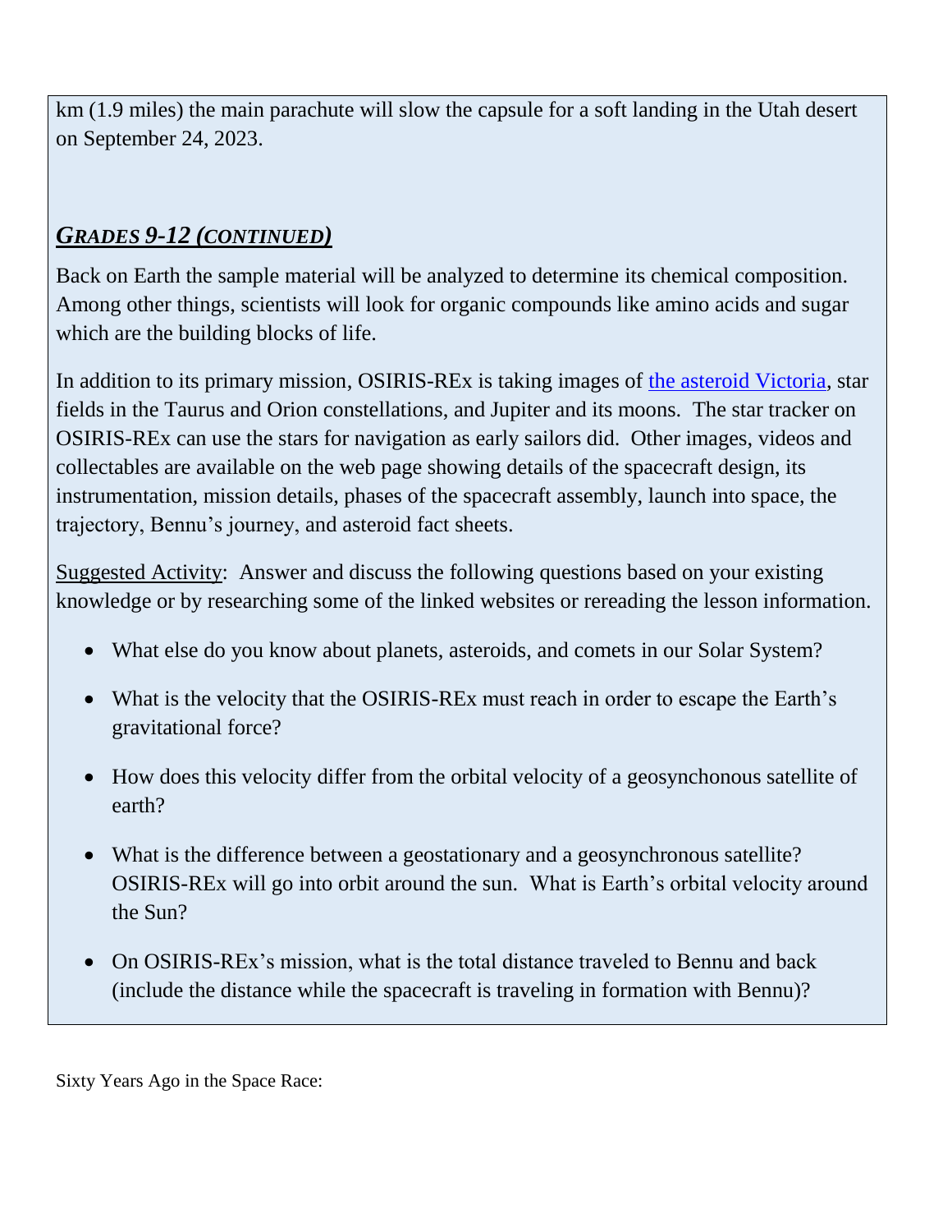km (1.9 miles) the main parachute will slow the capsule for a soft landing in the Utah desert on September 24, 2023.

## *GRADES 9-12 (CONTINUED)*

Back on Earth the sample material will be analyzed to determine its chemical composition. Among other things, scientists will look for organic compounds like amino acids and sugar which are the building blocks of life.

In addition to its primary mission, OSIRIS-REx is taking images of [the asteroid Victoria](), star fields in the Taurus and Orion constellations, and Jupiter and its moons. The star tracker on OSIRIS-REx can use the stars for navigation as early sailors did. Other images, videos and collectables are available on the web page showing details of the spacecraft design, its instrumentation, mission details, phases of the spacecraft assembly, launch into space, the trajectory, Bennu's journey, and asteroid fact sheets.

Suggested Activity: Answer and discuss the following questions based on your existing knowledge or by researching some of the linked websites or rereading the lesson information.

- What else do you know about planets, asteroids, and comets in our Solar System?
- What is the velocity that the OSIRIS-REx must reach in order to escape the Earth's gravitational force?
- How does this velocity differ from the orbital velocity of a geosynchonous satellite of earth?
- What is the difference between a geostationary and a geosynchronous satellite? OSIRIS-REx will go into orbit around the sun. What is Earth's orbital velocity around the Sun?
- On OSIRIS-REx's mission, what is the total distance traveled to Bennu and back (include the distance while the spacecraft is traveling in formation with Bennu)?

Sixty Years Ago in the Space Race: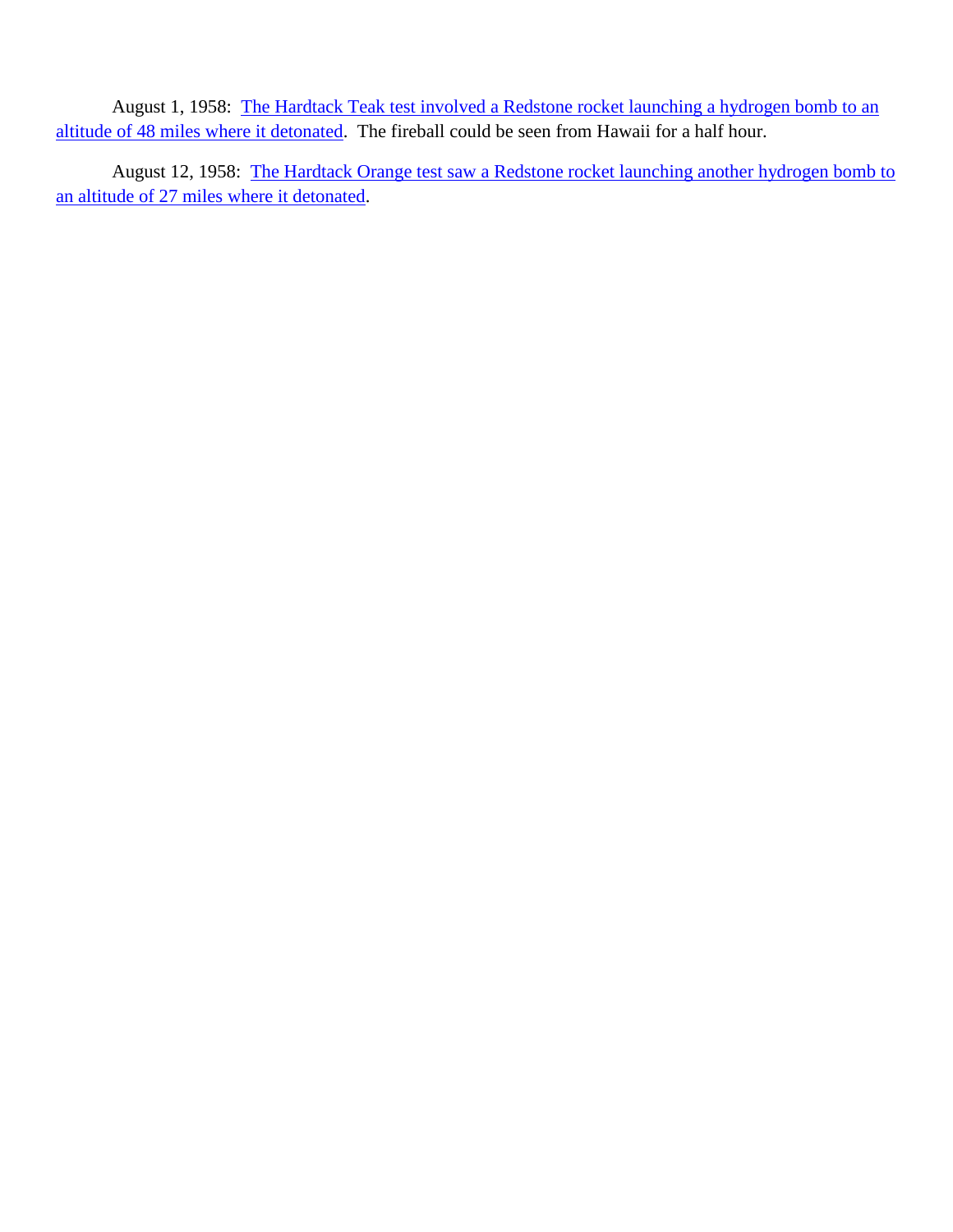August 1, 1958: The Hardtack Teak test involved a Redstone rocket launching a hydrogen bomb to an altitude of 48 miles where it detonated. The fireball could be seen from Hawaii for a half hour.

August 12, 1958: The Hardtack Orange test saw a Redstone rocket launching another hydrogen bomb to an altitude of 27 miles where it detonated.